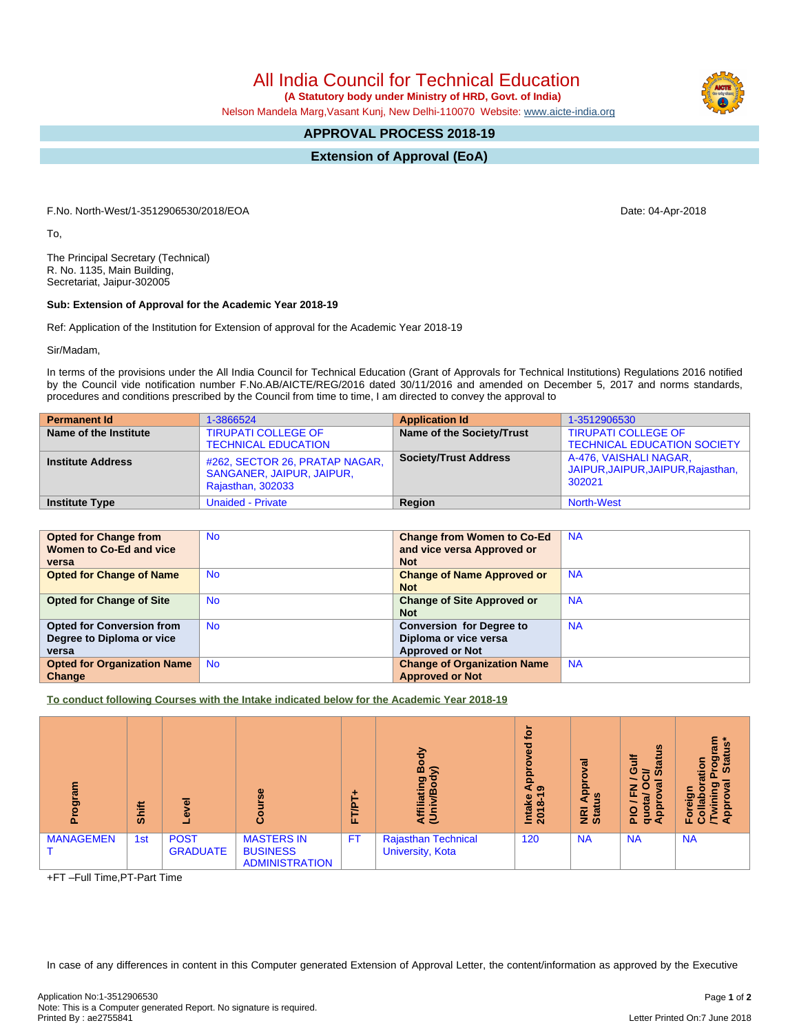# All India Council for Technical Education

**(A Statutory body under Ministry of HRD, Govt. of India)**

Nelson Mandela Marg,Vasant Kunj, New Delhi-110070 Website: www.aicte-india.org

## APPROVAL PROCESS 2018-19

## Extension of Approval (EoA)

F.No. North-West/1-3512906530/2018/EOA

Date: 04-Apr-2018

To,

The Principal Secretary (Technical)
R. No. 1135, Main Building,
Secretariat, Jaipur-302005

**Sub: Extension of Approval for the Academic Year 2018-19**

Ref: Application of the Institution for Extension of approval for the Academic Year 2018-19

Sir/Madam,

In terms of the provisions under the All India Council for Technical Education (Grant of Approvals for Technical Institutions) Regulations 2016 notified by the Council vide notification number F.No.AB/AICTE/REG/2016 dated 30/11/2016 and amended on December 5, 2017 and norms standards, procedures and conditions prescribed by the Council from time to time, I am directed to convey the approval to

| **Permanent Id** | 1-3866524 | **Application Id** | 1-3512906530 |
|---|---|---|---|
| **Name of the Institute** | TIRUPATI COLLEGE OF TECHNICAL EDUCATION | **Name of the Society/Trust** | TIRUPATI COLLEGE OF TECHNICAL EDUCATION SOCIETY |
| **Institute Address** | #262, SECTOR 26, PRATAP NAGAR, SANGANER, JAIPUR, JAIPUR, Rajasthan, 302033 | **Society/Trust Address** | A-476, VAISHALI NAGAR, JAIPUR,JAIPUR,JAIPUR,Rajasthan, 302021 |
| **Institute Type** | Unaided - Private | **Region** | North-West |

| **Opted for Change from Women to Co-Ed and vice versa** | No | **Change from Women to Co-Ed and vice versa Approved or Not** | NA |
|---|---|---|---|
| **Opted for Change of Name** | No | **Change of Name Approved or Not** | NA |
| **Opted for Change of Site** | No | **Change of Site Approved or Not** | NA |
| **Opted for Conversion from Degree to Diploma or vice versa** | No | **Conversion for Degree to Diploma or vice versa Approved or Not** | NA |
| **Opted for Organization Name Change** | No | **Change of Organization Name Approved or Not** | NA |

**To conduct following Courses with the Intake indicated below for the Academic Year 2018-19**

| Program | Shift | Level | Course | FT/PT+ | Affiliating Body (Univ/Body) | Intake Approved for 2018-19 | NRI Approval Status | PIO / FN / Gulf quota/ OCI/ Approval Status | Foreign Collaboration /Twining Program Approval Status* |
|---|---|---|---|---|---|---|---|---|---|
| MANAGEMENT | 1st | POST GRADUATE | MASTERS IN BUSINESS ADMINISTRATION | FT | Rajasthan Technical University, Kota | 120 | NA | NA | NA |

+FT –Full Time,PT-Part Time

In case of any differences in content in this Computer generated Extension of Approval Letter, the content/information as approved by the Executive

Application No:1-3512906530
Note: This is a Computer generated Report. No signature is required.
Printed By : ae2755841

Letter Printed On:7 June 2018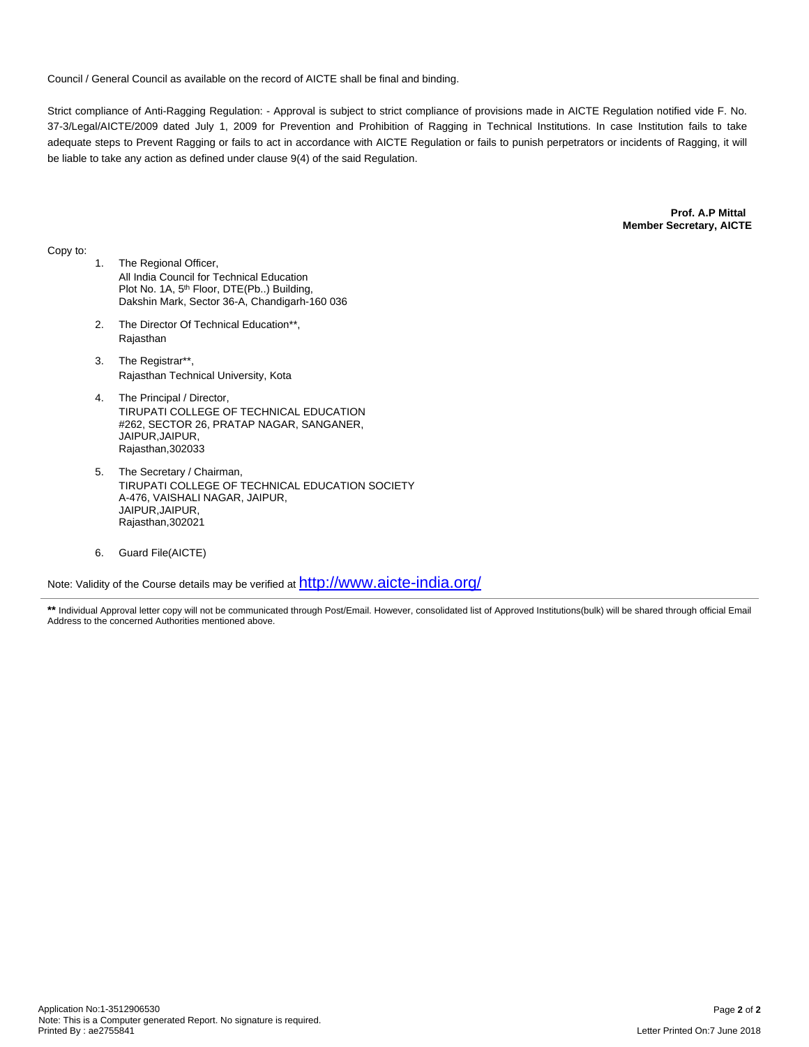Council / General Council as available on the record of AICTE shall be final and binding.

Strict compliance of Anti-Ragging Regulation: - Approval is subject to strict compliance of provisions made in AICTE Regulation notified vide F. No. 37-3/Legal/AICTE/2009 dated July 1, 2009 for Prevention and Prohibition of Ragging in Technical Institutions. In case Institution fails to take adequate steps to Prevent Ragging or fails to act in accordance with AICTE Regulation or fails to punish perpetrators or incidents of Ragging, it will be liable to take any action as defined under clause 9(4) of the said Regulation.

**Prof. A.P Mittal**
**Member Secretary, AICTE**

Copy to:

1. The Regional Officer,
   All India Council for Technical Education
   Plot No. 1A, 5th Floor, DTE(Pb..) Building,
   Dakshin Mark, Sector 36-A, Chandigarh-160 036

2. The Director Of Technical Education**,
   Rajasthan

3. The Registrar**,
   Rajasthan Technical University, Kota

4. The Principal / Director,
   TIRUPATI COLLEGE OF TECHNICAL EDUCATION
   #262, SECTOR 26, PRATAP NAGAR, SANGANER,
   JAIPUR,JAIPUR,
   Rajasthan,302033

5. The Secretary / Chairman,
   TIRUPATI COLLEGE OF TECHNICAL EDUCATION SOCIETY
   A-476, VAISHALI NAGAR, JAIPUR,
   JAIPUR,JAIPUR,
   Rajasthan,302021

6. Guard File(AICTE)

Note: Validity of the Course details may be verified at http://www.aicte-india.org/

---

**\*\*** Individual Approval letter copy will not be communicated through Post/Email. However, consolidated list of Approved Institutions(bulk) will be shared through official Email Address to the concerned Authorities mentioned above.

Application No:1-3512906530
Note: This is a Computer generated Report. No signature is required.
Printed By : ae2755841

Letter Printed On:7 June 2018